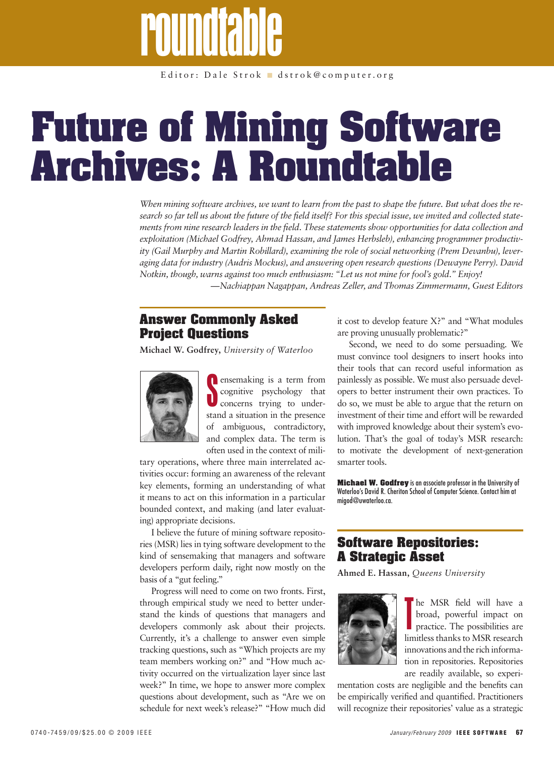roundtable

Editor: Dale Strok ■ dstrok@computer.org

# Future of Mining Software Archives: A Roundtable

*When mining software archives, we want to learn from the past to shape the future. But what does the research so far tell us about the future of the field itself? For this special issue, we invited and collected statements from nine research leaders in the field. These statements show opportunities for data collection and exploitation (Michael Godfrey, Ahmad Hassan, and James Herbsleb), enhancing programmer productivity (Gail Murphy and Martin Robillard), examining the role of social networking (Prem Devanbu), leveraging data for industry (Audris Mockus), and answering open research questions (Dewayne Perry). David Notkin, though, warns against too much enthusiasm: "Let us not mine for fool's gold." Enjoy!*

*—Nachiappan Nagappan, Andreas Zeller, and Thomas Zimmermann, Guest Editors*

## Answer Commonly Asked Project Questions

**Michael W. Godfrey,** *University of Waterloo*

Sensemaking is a term from cognitive psychology that concerns trying to understand a situation in the presence of ambiguous, contradictory, and complex data. The term is often used in the context of military operations, where three main interrelated activities occur: forming an awareness of the relevant key elements, forming an understanding of what it means to act on this information in a particular bounded context, and making (and later evaluating) appropriate decisions.

I believe the future of mining software repositories (MSR) lies in tying software development to the kind of sensemaking that managers and software developers perform daily, right now mostly on the basis of a "gut feeling."

Progress will need to come on two fronts. First, through empirical study we need to better understand the kinds of questions that managers and developers commonly ask about their projects. Currently, it's a challenge to answer even simple tracking questions, such as "Which projects are my team members working on?" and "How much activity occurred on the virtualization layer since last week?" In time, we hope to answer more complex questions about development, such as "Are we on schedule for next week's release?" "How much did it cost to develop feature X?" and "What modules are proving unusually problematic?"

Second, we need to do some persuading. We must convince tool designers to insert hooks into their tools that can record useful information as painlessly as possible. We must also persuade developers to better instrument their own practices. To do so, we must be able to argue that the return on investment of their time and effort will be rewarded with improved knowledge about their system's evolution. That's the goal of today's MSR research: to motivate the development of next-generation smarter tools.

**Michael W. Godfrey** is an associate professor in the University of Waterloo's David R. Cheriton School of Computer Science. Contact him at migod@uwaterloo.ca.

## Software Repositories: A Strategic Asset

**Ahmed E. Hassan,** *Queens University*

The MSR field will have a broad, powerful impact on practice. The possibilities are limitless thanks to MSR research innovations and the rich information in repositories. Repositories are readily available, so experimentation costs are negligible and the benefits can be empirically verified and quantified. Practitioners will recognize their repositories' value as a strategic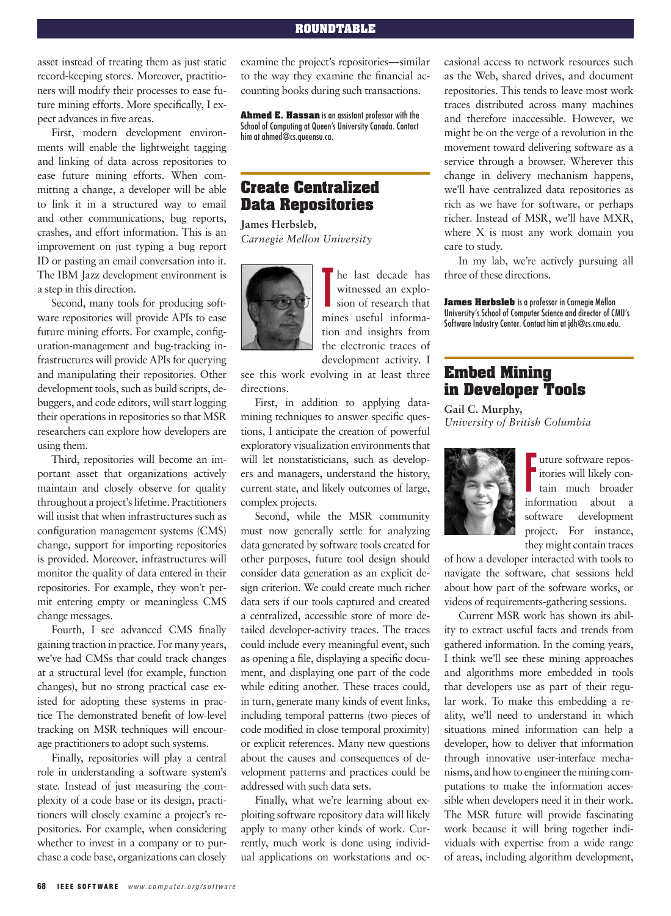asset instead of treating them as just static record-keeping stores. Moreover, practitioners will modify their processes to ease future mining efforts. More specifically, I expect advances in five areas.

First, modern development environments will enable the lightweight tagging and linking of data across repositories to ease future mining efforts. When committing a change, a developer will be able to link it in a structured way to email and other communications, bug reports, crashes, and effort information. This is an improvement on just typing a bug report ID or pasting an email conversation into it. The IBM Jazz development environment is a step in this direction.

Second, many tools for producing software repositories will provide APIs to ease future mining efforts. For example, configuration-management and bug-tracking infrastructures will provide APIs for querying and manipulating their repositories. Other development tools, such as build scripts, debuggers, and code editors, will start logging their operations in repositories so that MSR researchers can explore how developers are using them.

Third, repositories will become an important asset that organizations actively maintain and closely observe for quality throughout a project's lifetime. Practitioners will insist that when infrastructures such as configuration management systems (CMS) change, support for importing repositories is provided. Moreover, infrastructures will monitor the quality of data entered in their repositories. For example, they won't permit entering empty or meaningless CMS change messages.

Fourth, I see advanced CMS finally gaining traction in practice. For many years, we've had CMSs that could track changes at a structural level (for example, function changes), but no strong practical case existed for adopting these systems in practice The demonstrated benefit of low-level tracking on MSR techniques will encourage practitioners to adopt such systems.

Finally, repositories will play a central role in understanding a software system's state. Instead of just measuring the complexity of a code base or its design, practitioners will closely examine a project's repositories. For example, when considering whether to invest in a company or to purchase a code base, organizations can closely examine the project's repositories—similar to the way they examine the financial accounting books during such transactions.

**Ahmed E. Hassan** is an assistant professor with the School of Computing at Queen's University Canada. Contact him at ahmed@cs.queensu.ca.

## Create Centralized Data Repositories

**James Herbsleb,**
*Carnegie Mellon University*

The last decade has witnessed an explosion of research that mines useful information and insights from the electronic traces of development activity. I see this work evolving in at least three directions.

First, in addition to applying data-mining techniques to answer specific questions, I anticipate the creation of powerful exploratory visualization environments that will let nonstatisticians, such as developers and managers, understand the history, current state, and likely outcomes of large, complex projects.

Second, while the MSR community must now generally settle for analyzing data generated by software tools created for other purposes, future tool design should consider data generation as an explicit design criterion. We could create much richer data sets if our tools captured and created a centralized, accessible store of more detailed developer-activity traces. The traces could include every meaningful event, such as opening a file, displaying a specific document, and displaying one part of the code while editing another. These traces could, in turn, generate many kinds of event links, including temporal patterns (two pieces of code modified in close temporal proximity) or explicit references. Many new questions about the causes and consequences of development patterns and practices could be addressed with such data sets.

Finally, what we're learning about exploiting software repository data will likely apply to many other kinds of work. Currently, much work is done using individual applications on workstations and occasional access to network resources such as the Web, shared drives, and document repositories. This tends to leave most work traces distributed across many machines and therefore inaccessible. However, we might be on the verge of a revolution in the movement toward delivering software as a service through a browser. Wherever this change in delivery mechanism happens, we'll have centralized data repositories as rich as we have for software, or perhaps richer. Instead of MSR, we'll have MXR, where X is most any work domain you care to study.

In my lab, we're actively pursuing all three of these directions.

**James Herbsleb** is a professor in Carnegie Mellon University's School of Computer Science and director of CMU's Software Industry Center. Contact him at jdh@cs.cmu.edu.

## Embed Mining in Developer Tools

**Gail C. Murphy,**
*University of British Columbia*

Future software repositories will likely contain much broader information about a software development project. For instance, they might contain traces of how a developer interacted with tools to navigate the software, chat sessions held about how part of the software works, or videos of requirements-gathering sessions.

Current MSR work has shown its ability to extract useful facts and trends from gathered information. In the coming years, I think we'll see these mining approaches and algorithms more embedded in tools that developers use as part of their regular work. To make this embedding a reality, we'll need to understand in which situations mined information can help a developer, how to deliver that information through innovative user-interface mechanisms, and how to engineer the mining computations to make the information accessible when developers need it in their work. The MSR future will provide fascinating work because it will bring together individuals with expertise from a wide range of areas, including algorithm development,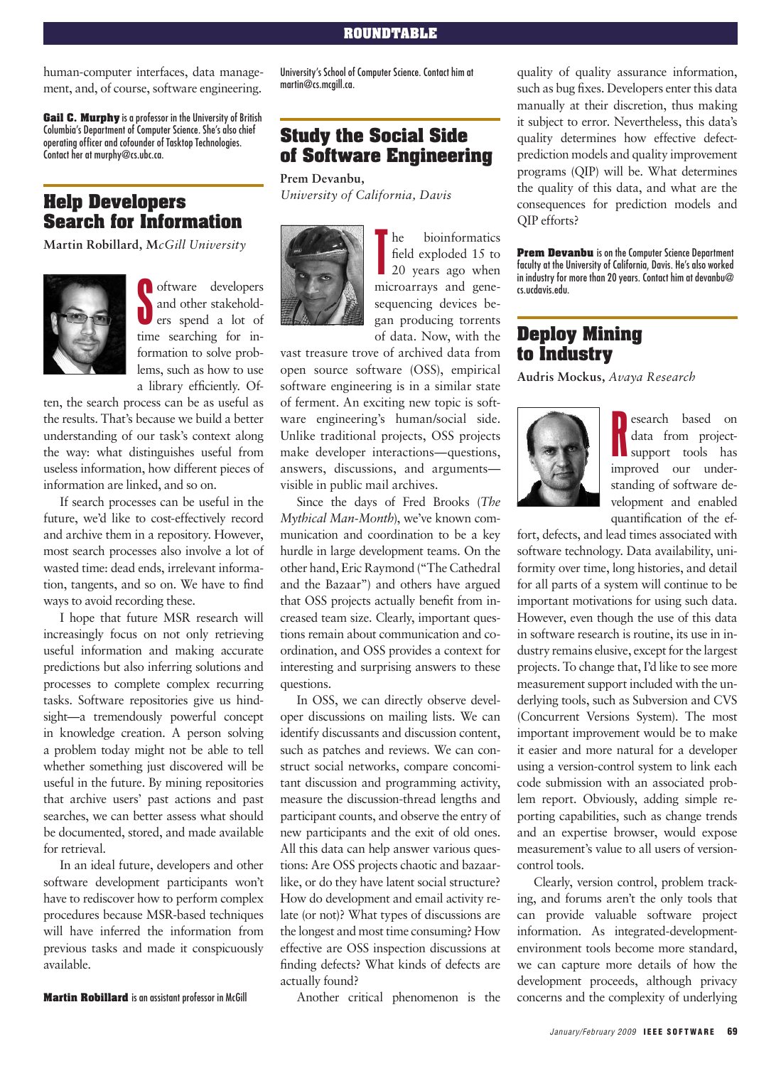human-computer interfaces, data management, and, of course, software engineering.

**Gail C. Murphy** is a professor in the University of British Columbia's Department of Computer Science. She's also chief operating officer and cofounder of Tasktop Technologies. Contact her at murphy@cs.ubc.ca.

## Help Developers Search for Information

**Martin Robillard,** *McGill University*

Software developers and other stakeholders spend a lot of time searching for information to solve problems, such as how to use a library efficiently. Often, the search process can be as useful as the results. That's because we build a better understanding of our task's context along the way: what distinguishes useful from useless information, how different pieces of information are linked, and so on.

If search processes can be useful in the future, we'd like to cost-effectively record and archive them in a repository. However, most search processes also involve a lot of wasted time: dead ends, irrelevant information, tangents, and so on. We have to find ways to avoid recording these.

I hope that future MSR research will increasingly focus on not only retrieving useful information and making accurate predictions but also inferring solutions and processes to complete complex recurring tasks. Software repositories give us hindsight—a tremendously powerful concept in knowledge creation. A person solving a problem today might not be able to tell whether something just discovered will be useful in the future. By mining repositories that archive users' past actions and past searches, we can better assess what should be documented, stored, and made available for retrieval.

In an ideal future, developers and other software development participants won't have to rediscover how to perform complex procedures because MSR-based techniques will have inferred the information from previous tasks and made it conspicuously available.

**Martin Robillard** is an assistant professor in McGill University's School of Computer Science. Contact him at martin@cs.mcgill.ca.

## Study the Social Side of Software Engineering

**Prem Devanbu,** *University of California, Davis*

The bioinformatics field exploded 15 to 20 years ago when microarrays and gene-sequencing devices began producing torrents of data. Now, with the vast treasure trove of archived data from open source software (OSS), empirical software engineering is in a similar state of ferment. An exciting new topic is software engineering's human/social side. Unlike traditional projects, OSS projects make developer interactions—questions, answers, discussions, and arguments—visible in public mail archives.

Since the days of Fred Brooks (*The Mythical Man-Month*), we've known communication and coordination to be a key hurdle in large development teams. On the other hand, Eric Raymond ("The Cathedral and the Bazaar") and others have argued that OSS projects actually benefit from increased team size. Clearly, important questions remain about communication and coordination, and OSS provides a context for interesting and surprising answers to these questions.

In OSS, we can directly observe developer discussions on mailing lists. We can identify discussants and discussion content, such as patches and reviews. We can construct social networks, compare concomitant discussion and programming activity, measure the discussion-thread lengths and participant counts, and observe the entry of new participants and the exit of old ones. All this data can help answer various questions: Are OSS projects chaotic and bazaar-like, or do they have latent social structure? How do development and email activity relate (or not)? What types of discussions are the longest and most time consuming? How effective are OSS inspection discussions at finding defects? What kinds of defects are actually found?

Another critical phenomenon is the quality of quality assurance information, such as bug fixes. Developers enter this data manually at their discretion, thus making it subject to error. Nevertheless, this data's quality determines how effective defect-prediction models and quality improvement programs (QIP) will be. What determines the quality of this data, and what are the consequences for prediction models and QIP efforts?

**Prem Devanbu** is on the Computer Science Department faculty at the University of California, Davis. He's also worked in industry for more than 20 years. Contact him at devanbu@cs.ucdavis.edu.

## Deploy Mining to Industry

**Audris Mockus,** *Avaya Research*

Research based on data from project-support tools has improved our understanding of software development and enabled quantification of the effort, defects, and lead times associated with software technology. Data availability, uniformity over time, long histories, and detail for all parts of a system will continue to be important motivations for using such data. However, even though the use of this data in software research is routine, its use in industry remains elusive, except for the largest projects. To change that, I'd like to see more measurement support included with the underlying tools, such as Subversion and CVS (Concurrent Versions System). The most important improvement would be to make it easier and more natural for a developer using a version-control system to link each code submission with an associated problem report. Obviously, adding simple reporting capabilities, such as change trends and an expertise browser, would expose measurement's value to all users of version-control tools.

Clearly, version control, problem tracking, and forums aren't the only tools that can provide valuable software project information. As integrated-development-environment tools become more standard, we can capture more details of how the development proceeds, although privacy concerns and the complexity of underlying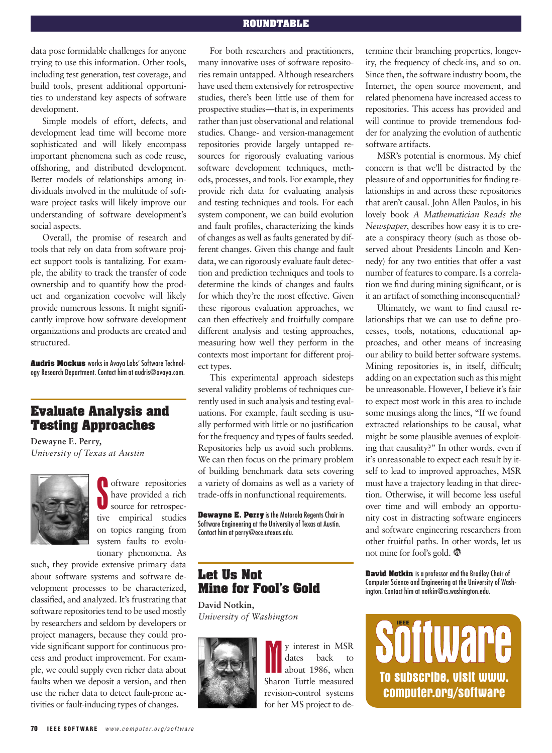data pose formidable challenges for anyone trying to use this information. Other tools, including test generation, test coverage, and build tools, present additional opportunities to understand key aspects of software development.

Simple models of effort, defects, and development lead time will become more sophisticated and will likely encompass important phenomena such as code reuse, offshoring, and distributed development. Better models of relationships among individuals involved in the multitude of software project tasks will likely improve our understanding of software development's social aspects.

Overall, the promise of research and tools that rely on data from software project support tools is tantalizing. For example, the ability to track the transfer of code ownership and to quantify how the product and organization coevolve will likely provide numerous lessons. It might significantly improve how software development organizations and products are created and structured.

**Audris Mockus** works in Avaya Labs' Software Technology Research Department. Contact him at audris@avaya.com.

## Evaluate Analysis and Testing Approaches

**Dewayne E. Perry,**
*University of Texas at Austin*

Software repositories have provided a rich source for retrospective empirical studies on topics ranging from system faults to evolutionary phenomena. As such, they provide extensive primary data about software systems and software development processes to be characterized, classified, and analyzed. It's frustrating that software repositories tend to be used mostly by researchers and seldom by developers or project managers, because they could provide significant support for continuous process and product improvement. For example, we could supply even richer data about faults when we deposit a version, and then use the richer data to detect fault-prone activities or fault-inducing types of changes.

For both researchers and practitioners, many innovative uses of software repositories remain untapped. Although researchers have used them extensively for retrospective studies, there's been little use of them for prospective studies—that is, in experiments rather than just observational and relational studies. Change- and version-management repositories provide largely untapped resources for rigorously evaluating various software development techniques, methods, processes, and tools. For example, they provide rich data for evaluating analysis and testing techniques and tools. For each system component, we can build evolution and fault profiles, characterizing the kinds of changes as well as faults generated by different changes. Given this change and fault data, we can rigorously evaluate fault detection and prediction techniques and tools to determine the kinds of changes and faults for which they're the most effective. Given these rigorous evaluation approaches, we can then effectively and fruitfully compare different analysis and testing approaches, measuring how well they perform in the contexts most important for different project types.

This experimental approach sidesteps several validity problems of techniques currently used in such analysis and testing evaluations. For example, fault seeding is usually performed with little or no justification for the frequency and types of faults seeded. Repositories help us avoid such problems. We can then focus on the primary problem of building benchmark data sets covering a variety of domains as well as a variety of trade-offs in nonfunctional requirements.

**Dewayne E. Perry** is the Motorola Regents Chair in Software Engineering at the University of Texas at Austin. Contact him at perry@ece.utexas.edu.

## Let Us Not Mine for Fool's Gold

**David Notkin,**
*University of Washington*

My interest in MSR dates back to about 1986, when Sharon Tuttle measured revision-control systems for her MS project to determine their branching properties, longevity, the frequency of check-ins, and so on. Since then, the software industry boom, the Internet, the open source movement, and related phenomena have increased access to repositories. This access has provided and will continue to provide tremendous fodder for analyzing the evolution of authentic software artifacts.

MSR's potential is enormous. My chief concern is that we'll be distracted by the pleasure of and opportunities for finding relationships in and across these repositories that aren't causal. John Allen Paulos, in his lovely book *A Mathematician Reads the Newspaper*, describes how easy it is to create a conspiracy theory (such as those observed about Presidents Lincoln and Kennedy) for any two entities that offer a vast number of features to compare. Is a correlation we find during mining significant, or is it an artifact of something inconsequential?

Ultimately, we want to find causal relationships that we can use to define processes, tools, notations, educational approaches, and other means of increasing our ability to build better software systems. Mining repositories is, in itself, difficult; adding on an expectation such as this might be unreasonable. However, I believe it's fair to expect most work in this area to include some musings along the lines, "If we found extracted relationships to be causal, what might be some plausible avenues of exploiting that causality?" In other words, even if it's unreasonable to expect each result by itself to lead to improved approaches, MSR must have a trajectory leading in that direction. Otherwise, it will become less useful over time and will embody an opportunity cost in distracting software engineers and software engineering researchers from other fruitful paths. In other words, let us not mine for fool's gold.

**David Notkin** is a professor and the Bradley Chair of Computer Science and Engineering at the University of Washington. Contact him at notkin@cs.washington.edu.

IEEE Software
To subscribe, visit www.computer.org/software